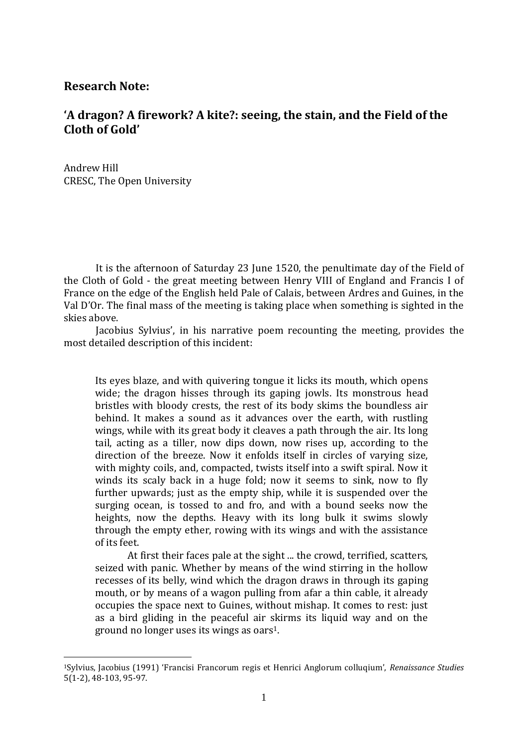**Research Note:**

## 'A dragon? A firework? A kite?: seeing, the stain, and the Field of the Cloth of Gold'

Andrew Hill
CRESC, The Open University

It is the afternoon of Saturday 23 June 1520, the penultimate day of the Field of the Cloth of Gold - the great meeting between Henry VIII of England and Francis I of France on the edge of the English held Pale of Calais, between Ardres and Guines, in the Val D'Or. The final mass of the meeting is taking place when something is sighted in the skies above.

Jacobius Sylvius', in his narrative poem recounting the meeting, provides the most detailed description of this incident:

> Its eyes blaze, and with quivering tongue it licks its mouth, which opens wide; the dragon hisses through its gaping jowls. Its monstrous head bristles with bloody crests, the rest of its body skims the boundless air behind. It makes a sound as it advances over the earth, with rustling wings, while with its great body it cleaves a path through the air. Its long tail, acting as a tiller, now dips down, now rises up, according to the direction of the breeze. Now it enfolds itself in circles of varying size, with mighty coils, and, compacted, twists itself into a swift spiral. Now it winds its scaly back in a huge fold; now it seems to sink, now to fly further upwards; just as the empty ship, while it is suspended over the surging ocean, is tossed to and fro, and with a bound seeks now the heights, now the depths. Heavy with its long bulk it swims slowly through the empty ether, rowing with its wings and with the assistance of its feet.
>
> At first their faces pale at the sight ... the crowd, terrified, scatters, seized with panic. Whether by means of the wind stirring in the hollow recesses of its belly, wind which the dragon draws in through its gaping mouth, or by means of a wagon pulling from afar a thin cable, it already occupies the space next to Guines, without mishap. It comes to rest: just as a bird gliding in the peaceful air skirms its liquid way and on the ground no longer uses its wings as oars[1].

[1] Sylvius, Jacobius (1991) 'Francisi Francorum regis et Henrici Anglorum colluqium', *Renaissance Studies* 5(1-2), 48-103, 95-97.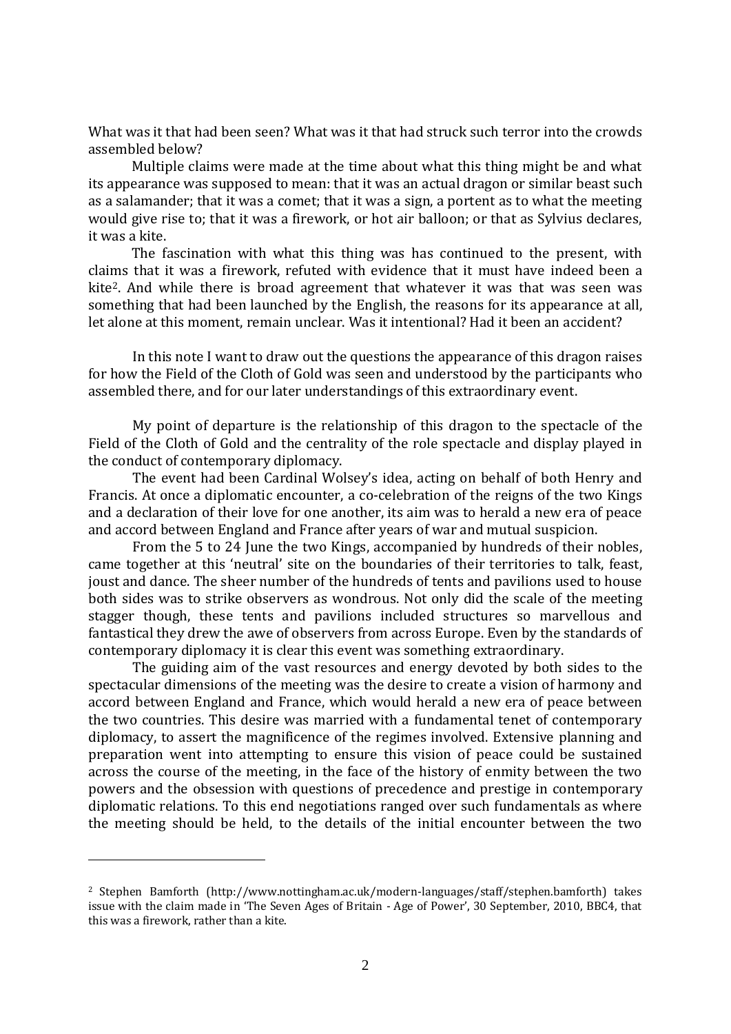What was it that had been seen? What was it that had struck such terror into the crowds assembled below?

Multiple claims were made at the time about what this thing might be and what its appearance was supposed to mean: that it was an actual dragon or similar beast such as a salamander; that it was a comet; that it was a sign, a portent as to what the meeting would give rise to; that it was a firework, or hot air balloon; or that as Sylvius declares, it was a kite.

The fascination with what this thing was has continued to the present, with claims that it was a firework, refuted with evidence that it must have indeed been a kite[2]. And while there is broad agreement that whatever it was that was seen was something that had been launched by the English, the reasons for its appearance at all, let alone at this moment, remain unclear. Was it intentional? Had it been an accident?

In this note I want to draw out the questions the appearance of this dragon raises for how the Field of the Cloth of Gold was seen and understood by the participants who assembled there, and for our later understandings of this extraordinary event.

My point of departure is the relationship of this dragon to the spectacle of the Field of the Cloth of Gold and the centrality of the role spectacle and display played in the conduct of contemporary diplomacy.

The event had been Cardinal Wolsey's idea, acting on behalf of both Henry and Francis. At once a diplomatic encounter, a co-celebration of the reigns of the two Kings and a declaration of their love for one another, its aim was to herald a new era of peace and accord between England and France after years of war and mutual suspicion.

From the 5 to 24 June the two Kings, accompanied by hundreds of their nobles, came together at this 'neutral' site on the boundaries of their territories to talk, feast, joust and dance. The sheer number of the hundreds of tents and pavilions used to house both sides was to strike observers as wondrous. Not only did the scale of the meeting stagger though, these tents and pavilions included structures so marvellous and fantastical they drew the awe of observers from across Europe. Even by the standards of contemporary diplomacy it is clear this event was something extraordinary.

The guiding aim of the vast resources and energy devoted by both sides to the spectacular dimensions of the meeting was the desire to create a vision of harmony and accord between England and France, which would herald a new era of peace between the two countries. This desire was married with a fundamental tenet of contemporary diplomacy, to assert the magnificence of the regimes involved. Extensive planning and preparation went into attempting to ensure this vision of peace could be sustained across the course of the meeting, in the face of the history of enmity between the two powers and the obsession with questions of precedence and prestige in contemporary diplomatic relations. To this end negotiations ranged over such fundamentals as where the meeting should be held, to the details of the initial encounter between the two

---

[2] Stephen Bamforth (http://www.nottingham.ac.uk/modern-languages/staff/stephen.bamforth) takes issue with the claim made in 'The Seven Ages of Britain - Age of Power', 30 September, 2010, BBC4, that this was a firework, rather than a kite.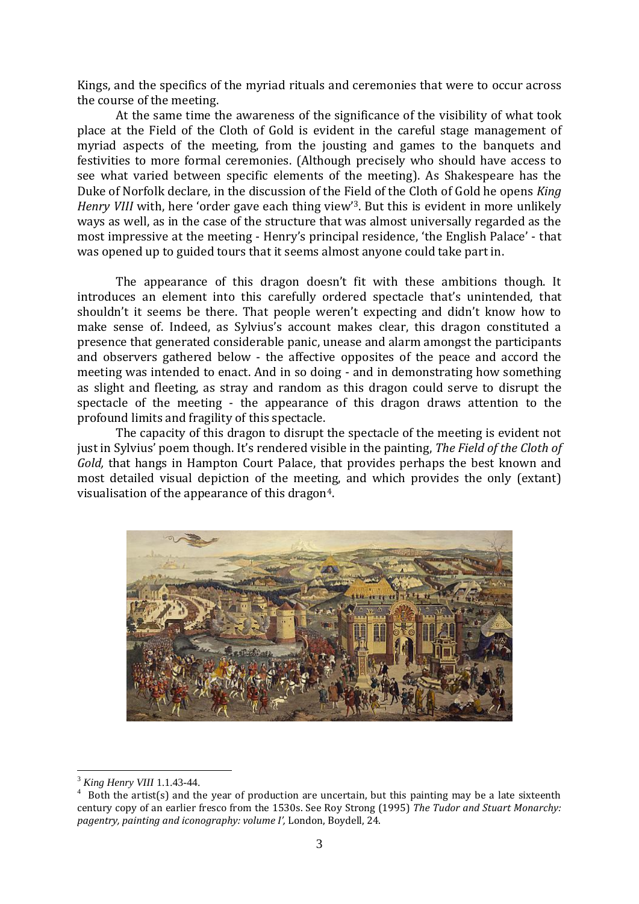Kings, and the specifics of the myriad rituals and ceremonies that were to occur across the course of the meeting.

At the same time the awareness of the significance of the visibility of what took place at the Field of the Cloth of Gold is evident in the careful stage management of myriad aspects of the meeting, from the jousting and games to the banquets and festivities to more formal ceremonies. (Although precisely who should have access to see what varied between specific elements of the meeting). As Shakespeare has the Duke of Norfolk declare, in the discussion of the Field of the Cloth of Gold he opens *King Henry VIII* with, here 'order gave each thing view'[3]. But this is evident in more unlikely ways as well, as in the case of the structure that was almost universally regarded as the most impressive at the meeting - Henry's principal residence, 'the English Palace' - that was opened up to guided tours that it seems almost anyone could take part in.

The appearance of this dragon doesn't fit with these ambitions though. It introduces an element into this carefully ordered spectacle that's unintended, that shouldn't it seems be there. That people weren't expecting and didn't know how to make sense of. Indeed, as Sylvius's account makes clear, this dragon constituted a presence that generated considerable panic, unease and alarm amongst the participants and observers gathered below - the affective opposites of the peace and accord the meeting was intended to enact. And in so doing - and in demonstrating how something as slight and fleeting, as stray and random as this dragon could serve to disrupt the spectacle of the meeting - the appearance of this dragon draws attention to the profound limits and fragility of this spectacle.

The capacity of this dragon to disrupt the spectacle of the meeting is evident not just in Sylvius' poem though. It's rendered visible in the painting, *The Field of the Cloth of Gold,* that hangs in Hampton Court Palace, that provides perhaps the best known and most detailed visual depiction of the meeting, and which provides the only (extant) visualisation of the appearance of this dragon[4].

[3] *King Henry VIII* 1.1.43-44.

[4] Both the artist(s) and the year of production are uncertain, but this painting may be a late sixteenth century copy of an earlier fresco from the 1530s. See Roy Strong (1995) *The Tudor and Stuart Monarchy: pagentry, painting and iconography: volume I',* London, Boydell, 24.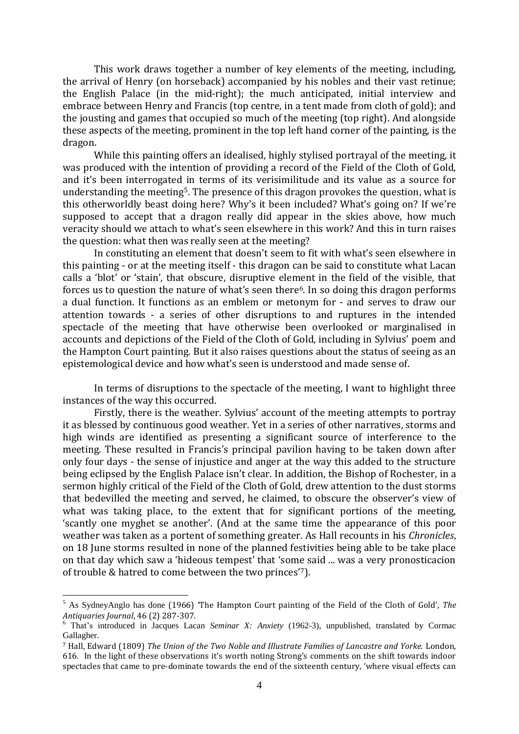This work draws together a number of key elements of the meeting, including, the arrival of Henry (on horseback) accompanied by his nobles and their vast retinue; the English Palace (in the mid-right); the much anticipated, initial interview and embrace between Henry and Francis (top centre, in a tent made from cloth of gold); and the jousting and games that occupied so much of the meeting (top right). And alongside these aspects of the meeting, prominent in the top left hand corner of the painting, is the dragon.

While this painting offers an idealised, highly stylised portrayal of the meeting, it was produced with the intention of providing a record of the Field of the Cloth of Gold, and it's been interrogated in terms of its verisimilitude and its value as a source for understanding the meeting[5]. The presence of this dragon provokes the question, what is this otherworldly beast doing here? Why's it been included? What's going on? If we're supposed to accept that a dragon really did appear in the skies above, how much veracity should we attach to what's seen elsewhere in this work? And this in turn raises the question: what then was really seen at the meeting?

In constituting an element that doesn't seem to fit with what's seen elsewhere in this painting - or at the meeting itself - this dragon can be said to constitute what Lacan calls a 'blot' or 'stain', that obscure, disruptive element in the field of the visible, that forces us to question the nature of what's seen there[6]. In so doing this dragon performs a dual function. It functions as an emblem or metonym for - and serves to draw our attention towards - a series of other disruptions to and ruptures in the intended spectacle of the meeting that have otherwise been overlooked or marginalised in accounts and depictions of the Field of the Cloth of Gold, including in Sylvius' poem and the Hampton Court painting. But it also raises questions about the status of seeing as an epistemological device and how what's seen is understood and made sense of.

In terms of disruptions to the spectacle of the meeting, I want to highlight three instances of the way this occurred.

Firstly, there is the weather. Sylvius' account of the meeting attempts to portray it as blessed by continuous good weather. Yet in a series of other narratives, storms and high winds are identified as presenting a significant source of interference to the meeting. These resulted in Francis's principal pavilion having to be taken down after only four days - the sense of injustice and anger at the way this added to the structure being eclipsed by the English Palace isn't clear. In addition, the Bishop of Rochester, in a sermon highly critical of the Field of the Cloth of Gold, drew attention to the dust storms that bedevilled the meeting and served, he claimed, to obscure the observer's view of what was taking place, to the extent that for significant portions of the meeting, 'scantly one myghet se another'. (And at the same time the appearance of this poor weather was taken as a portent of something greater. As Hall recounts in his *Chronicles*, on 18 June storms resulted in none of the planned festivities being able to be take place on that day which saw a 'hideous tempest' that 'some said ... was a very pronosticacion of trouble & hatred to come between the two princes'[7]).

---

[5] As SydneyAnglo has done (1966) 'The Hampton Court painting of the Field of the Cloth of Gold', *The Antiquaries Journal*, 46 (2) 287-307.

[6] That's introduced in Jacques Lacan *Seminar X: Anxiety* (1962-3), unpublished, translated by Cormac Gallagher.

[7] Hall, Edward (1809) *The Union of the Two Noble and Illustrate Families of Lancastre and Yorke.* London, 616. In the light of these observations it's worth noting Strong's comments on the shift towards indoor spectacles that came to pre-dominate towards the end of the sixteenth century, 'where visual effects can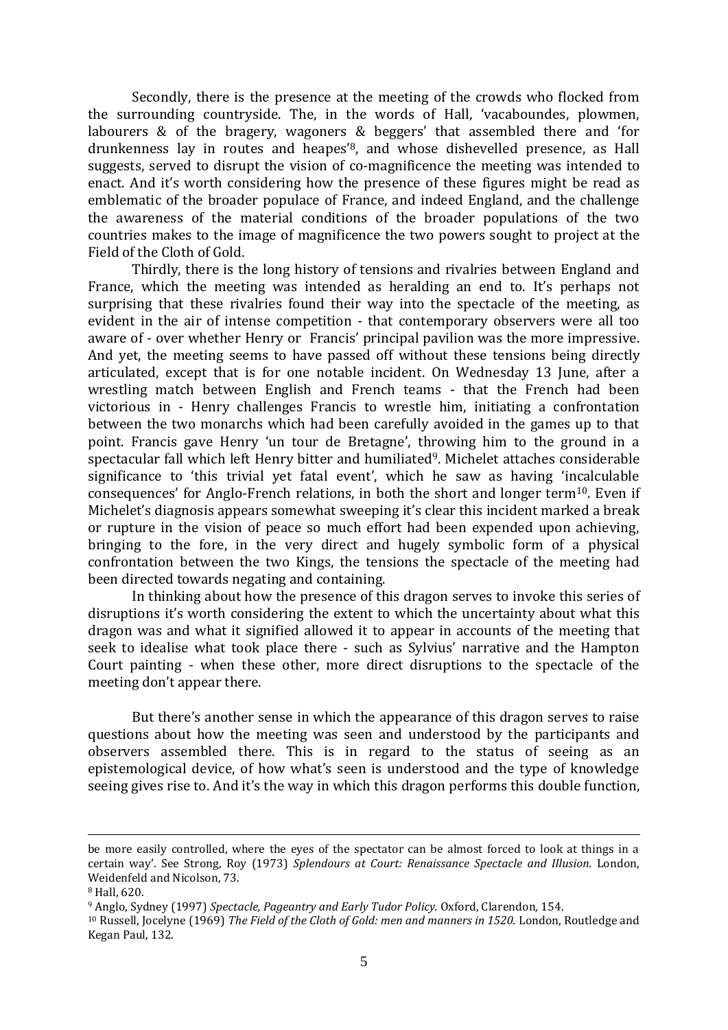Secondly, there is the presence at the meeting of the crowds who flocked from the surrounding countryside. The, in the words of Hall, 'vacaboundes, plowmen, labourers & of the bragery, wagoners & beggers' that assembled there and 'for drunkenness lay in routes and heapes'[8], and whose dishevelled presence, as Hall suggests, served to disrupt the vision of co-magnificence the meeting was intended to enact. And it's worth considering how the presence of these figures might be read as emblematic of the broader populace of France, and indeed England, and the challenge the awareness of the material conditions of the broader populations of the two countries makes to the image of magnificence the two powers sought to project at the Field of the Cloth of Gold.

Thirdly, there is the long history of tensions and rivalries between England and France, which the meeting was intended as heralding an end to. It's perhaps not surprising that these rivalries found their way into the spectacle of the meeting, as evident in the air of intense competition - that contemporary observers were all too aware of - over whether Henry or Francis' principal pavilion was the more impressive. And yet, the meeting seems to have passed off without these tensions being directly articulated, except that is for one notable incident. On Wednesday 13 June, after a wrestling match between English and French teams - that the French had been victorious in - Henry challenges Francis to wrestle him, initiating a confrontation between the two monarchs which had been carefully avoided in the games up to that point. Francis gave Henry 'un tour de Bretagne', throwing him to the ground in a spectacular fall which left Henry bitter and humiliated[9]. Michelet attaches considerable significance to 'this trivial yet fatal event', which he saw as having 'incalculable consequences' for Anglo-French relations, in both the short and longer term[10]. Even if Michelet's diagnosis appears somewhat sweeping it's clear this incident marked a break or rupture in the vision of peace so much effort had been expended upon achieving, bringing to the fore, in the very direct and hugely symbolic form of a physical confrontation between the two Kings, the tensions the spectacle of the meeting had been directed towards negating and containing.

In thinking about how the presence of this dragon serves to invoke this series of disruptions it's worth considering the extent to which the uncertainty about what this dragon was and what it signified allowed it to appear in accounts of the meeting that seek to idealise what took place there - such as Sylvius' narrative and the Hampton Court painting - when these other, more direct disruptions to the spectacle of the meeting don't appear there.

But there's another sense in which the appearance of this dragon serves to raise questions about how the meeting was seen and understood by the participants and observers assembled there. This is in regard to the status of seeing as an epistemological device, of how what's seen is understood and the type of knowledge seeing gives rise to. And it's the way in which this dragon performs this double function,

---

be more easily controlled, where the eyes of the spectator can be almost forced to look at things in a certain way'. See Strong, Roy (1973) *Splendours at Court: Renaissance Spectacle and Illusion.* London, Weidenfeld and Nicolson, 73.

[8] Hall, 620.

[9] Anglo, Sydney (1997) *Spectacle, Pageantry and Early Tudor Policy.* Oxford, Clarendon, 154.

[10] Russell, Jocelyne (1969) *The Field of the Cloth of Gold: men and manners in 1520.* London, Routledge and Kegan Paul, 132.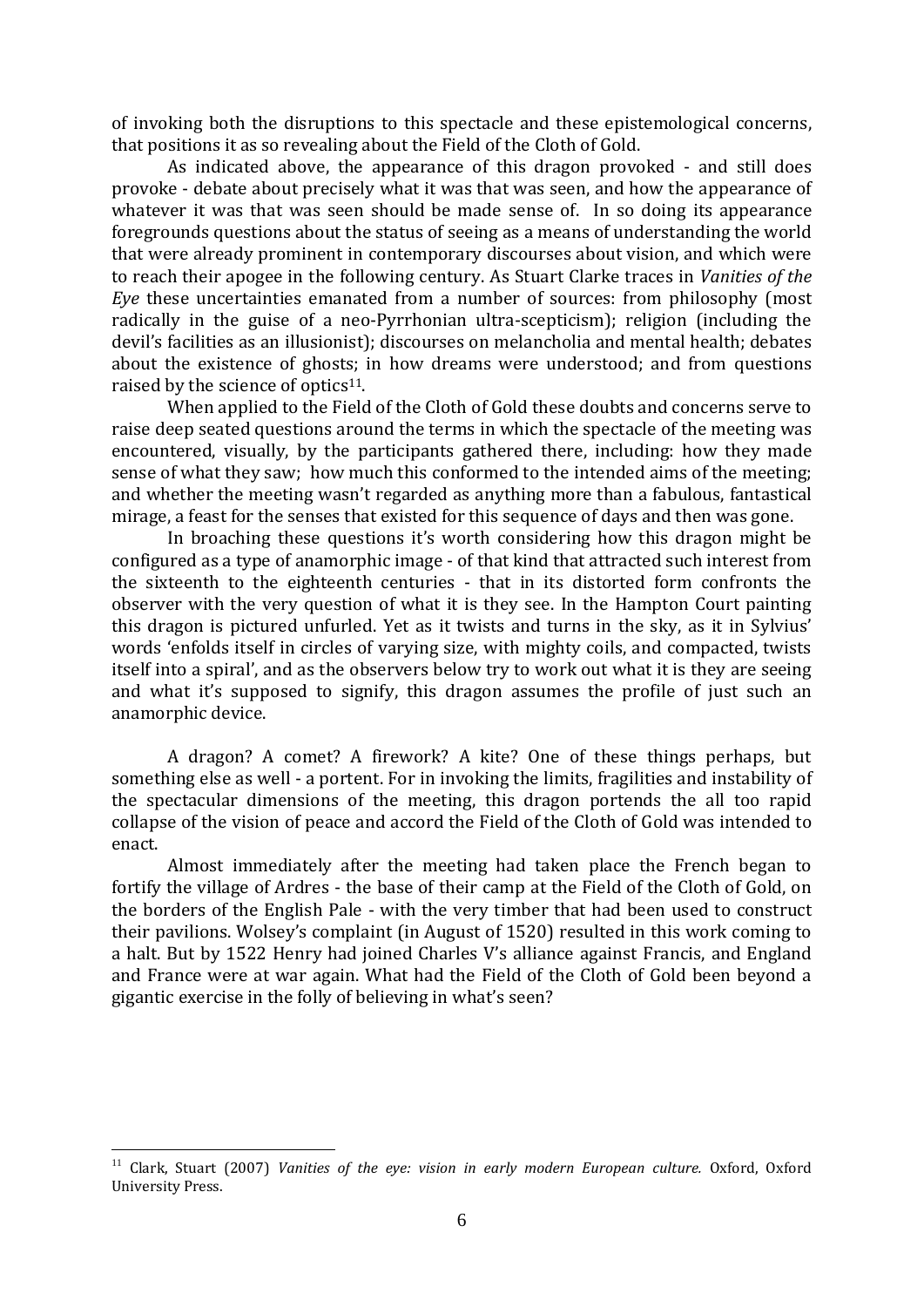of invoking both the disruptions to this spectacle and these epistemological concerns, that positions it as so revealing about the Field of the Cloth of Gold.

As indicated above, the appearance of this dragon provoked - and still does provoke - debate about precisely what it was that was seen, and how the appearance of whatever it was that was seen should be made sense of. In so doing its appearance foregrounds questions about the status of seeing as a means of understanding the world that were already prominent in contemporary discourses about vision, and which were to reach their apogee in the following century. As Stuart Clarke traces in *Vanities of the Eye* these uncertainties emanated from a number of sources: from philosophy (most radically in the guise of a neo-Pyrrhonian ultra-scepticism); religion (including the devil's facilities as an illusionist); discourses on melancholia and mental health; debates about the existence of ghosts; in how dreams were understood; and from questions raised by the science of optics[11].

When applied to the Field of the Cloth of Gold these doubts and concerns serve to raise deep seated questions around the terms in which the spectacle of the meeting was encountered, visually, by the participants gathered there, including: how they made sense of what they saw; how much this conformed to the intended aims of the meeting; and whether the meeting wasn't regarded as anything more than a fabulous, fantastical mirage, a feast for the senses that existed for this sequence of days and then was gone.

In broaching these questions it's worth considering how this dragon might be configured as a type of anamorphic image - of that kind that attracted such interest from the sixteenth to the eighteenth centuries - that in its distorted form confronts the observer with the very question of what it is they see. In the Hampton Court painting this dragon is pictured unfurled. Yet as it twists and turns in the sky, as it in Sylvius' words 'enfolds itself in circles of varying size, with mighty coils, and compacted, twists itself into a spiral', and as the observers below try to work out what it is they are seeing and what it's supposed to signify, this dragon assumes the profile of just such an anamorphic device.

A dragon? A comet? A firework? A kite? One of these things perhaps, but something else as well - a portent. For in invoking the limits, fragilities and instability of the spectacular dimensions of the meeting, this dragon portends the all too rapid collapse of the vision of peace and accord the Field of the Cloth of Gold was intended to enact.

Almost immediately after the meeting had taken place the French began to fortify the village of Ardres - the base of their camp at the Field of the Cloth of Gold, on the borders of the English Pale - with the very timber that had been used to construct their pavilions. Wolsey's complaint (in August of 1520) resulted in this work coming to a halt. But by 1522 Henry had joined Charles V's alliance against Francis, and England and France were at war again. What had the Field of the Cloth of Gold been beyond a gigantic exercise in the folly of believing in what's seen?

---

[11] Clark, Stuart (2007) *Vanities of the eye: vision in early modern European culture.* Oxford, Oxford University Press.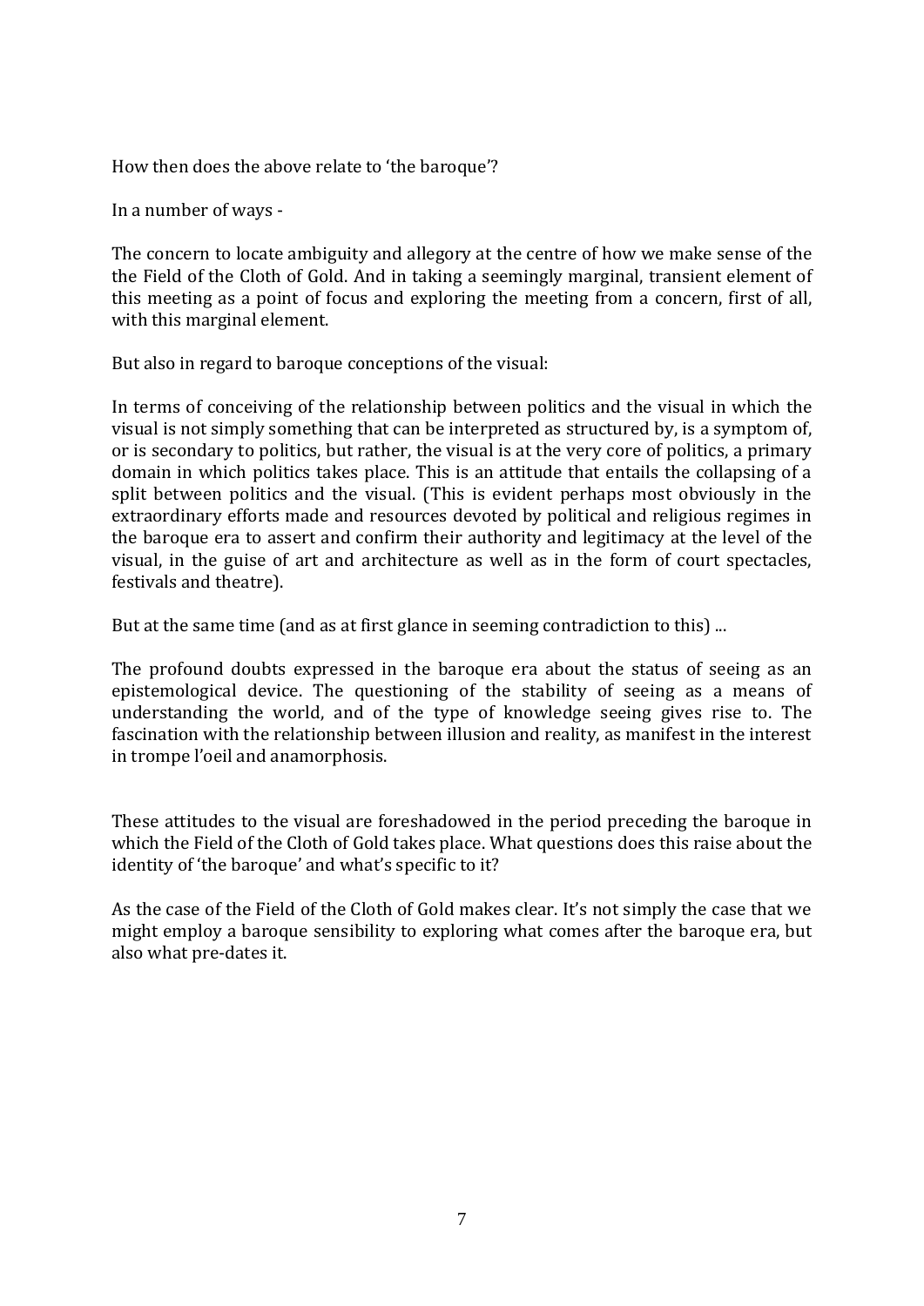How then does the above relate to 'the baroque'?

In a number of ways -

The concern to locate ambiguity and allegory at the centre of how we make sense of the the Field of the Cloth of Gold. And in taking a seemingly marginal, transient element of this meeting as a point of focus and exploring the meeting from a concern, first of all, with this marginal element.

But also in regard to baroque conceptions of the visual:

In terms of conceiving of the relationship between politics and the visual in which the visual is not simply something that can be interpreted as structured by, is a symptom of, or is secondary to politics, but rather, the visual is at the very core of politics, a primary domain in which politics takes place. This is an attitude that entails the collapsing of a split between politics and the visual. (This is evident perhaps most obviously in the extraordinary efforts made and resources devoted by political and religious regimes in the baroque era to assert and confirm their authority and legitimacy at the level of the visual, in the guise of art and architecture as well as in the form of court spectacles, festivals and theatre).

But at the same time (and as at first glance in seeming contradiction to this) ...

The profound doubts expressed in the baroque era about the status of seeing as an epistemological device. The questioning of the stability of seeing as a means of understanding the world, and of the type of knowledge seeing gives rise to. The fascination with the relationship between illusion and reality, as manifest in the interest in trompe l'oeil and anamorphosis.

These attitudes to the visual are foreshadowed in the period preceding the baroque in which the Field of the Cloth of Gold takes place. What questions does this raise about the identity of 'the baroque' and what's specific to it?

As the case of the Field of the Cloth of Gold makes clear. It's not simply the case that we might employ a baroque sensibility to exploring what comes after the baroque era, but also what pre-dates it.